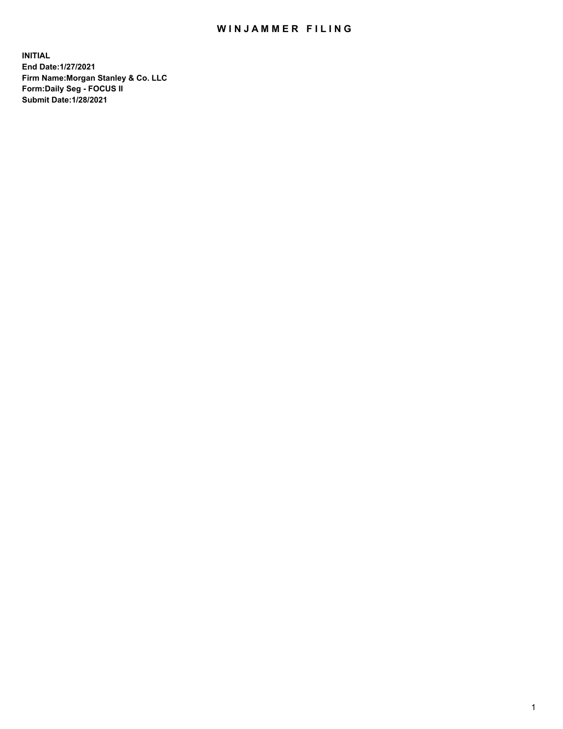# WINJAMMER FILING

**INITIAL**
**End Date:1/27/2021**
**Firm Name:Morgan Stanley & Co. LLC**
**Form:Daily Seg - FOCUS II**
**Submit Date:1/28/2021**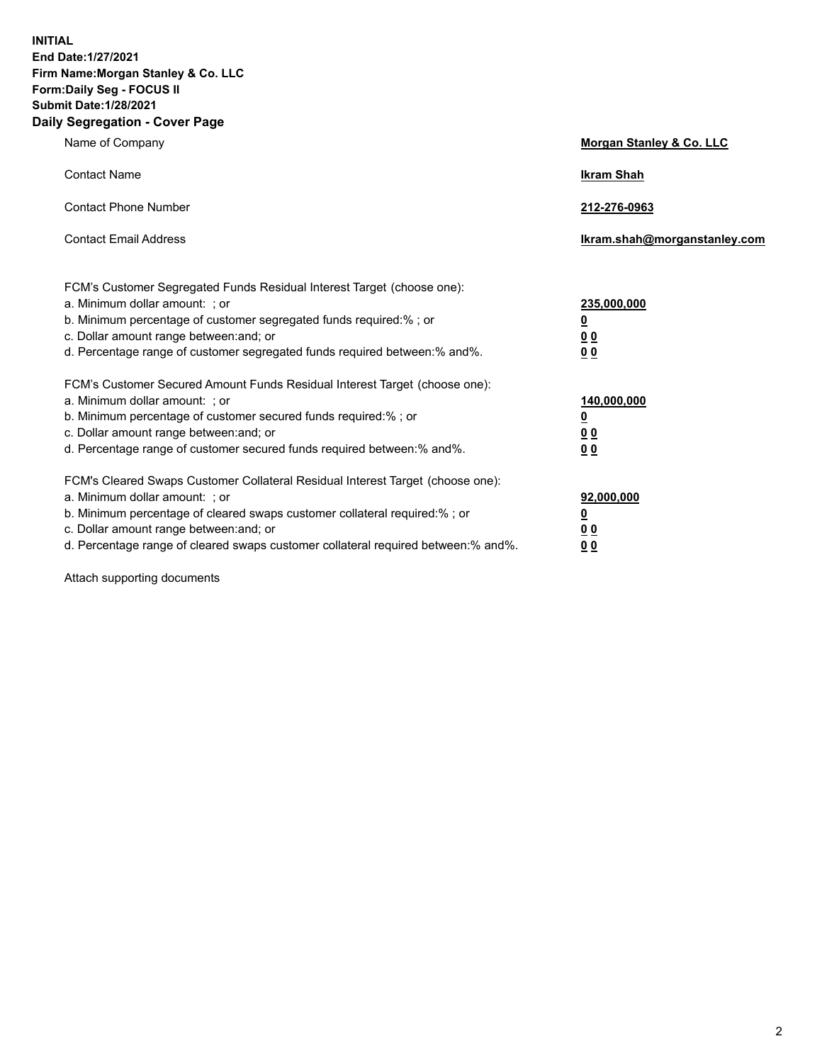**INITIAL**
**End Date:1/27/2021**
**Firm Name:Morgan Stanley & Co. LLC**
**Form:Daily Seg - FOCUS II**
**Submit Date:1/28/2021**

## Daily Segregation - Cover Page

| | |
|---|---|
| Name of Company | **Morgan Stanley & Co. LLC** |
| Contact Name | **Ikram Shah** |
| Contact Phone Number | **212-276-0963** |
| Contact Email Address | **Ikram.shah@morganstanley.com** |

| | |
|---|---|
| FCM's Customer Segregated Funds Residual Interest Target (choose one): | |
| a. Minimum dollar amount: ; or | **235,000,000** |
| b. Minimum percentage of customer segregated funds required:% ; or | **0** |
| c. Dollar amount range between:and; or | **0 0** |
| d. Percentage range of customer segregated funds required between:% and%. | **0 0** |
| FCM's Customer Secured Amount Funds Residual Interest Target (choose one): | |
| a. Minimum dollar amount: ; or | **140,000,000** |
| b. Minimum percentage of customer secured funds required:% ; or | **0** |
| c. Dollar amount range between:and; or | **0 0** |
| d. Percentage range of customer secured funds required between:% and%. | **0 0** |
| FCM's Cleared Swaps Customer Collateral Residual Interest Target (choose one): | |
| a. Minimum dollar amount: ; or | **92,000,000** |
| b. Minimum percentage of cleared swaps customer collateral required:% ; or | **0** |
| c. Dollar amount range between:and; or | **0 0** |
| d. Percentage range of cleared swaps customer collateral required between:% and%. | **0 0** |

Attach supporting documents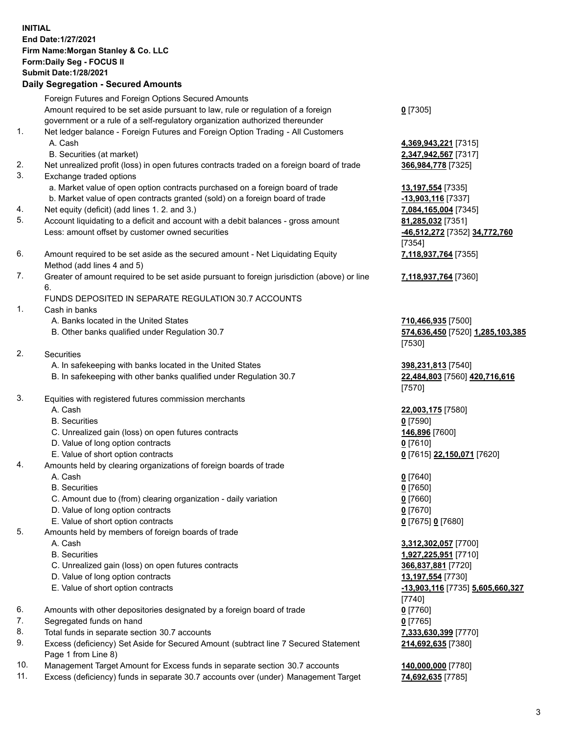**INITIAL**
**End Date:1/27/2021**
**Firm Name:Morgan Stanley & Co. LLC**
**Form:Daily Seg - FOCUS II**
**Submit Date:1/28/2021**

**Daily Segregation - Secured Amounts**

| | | |
|---|---|---|
| | Foreign Futures and Foreign Options Secured Amounts | |
| | Amount required to be set aside pursuant to law, rule or regulation of a foreign government or a rule of a self-regulatory organization authorized thereunder | **0** [7305] |
| 1. | Net ledger balance - Foreign Futures and Foreign Option Trading - All Customers | |
| | A. Cash | **4,369,943,221** [7315] |
| | B. Securities (at market) | **2,347,942,567** [7317] |
| 2. | Net unrealized profit (loss) in open futures contracts traded on a foreign board of trade | **366,984,778** [7325] |
| 3. | Exchange traded options | |
| | a. Market value of open option contracts purchased on a foreign board of trade | **13,197,554** [7335] |
| | b. Market value of open contracts granted (sold) on a foreign board of trade | **-13,903,116** [7337] |
| 4. | Net equity (deficit) (add lines 1. 2. and 3.) | **7,084,165,004** [7345] |
| 5. | Account liquidating to a deficit and account with a debit balances - gross amount | **81,285,032** [7351] |
| | Less: amount offset by customer owned securities | **-46,512,272** [7352] **34,772,760** [7354] |
| 6. | Amount required to be set aside as the secured amount - Net Liquidating Equity Method (add lines 4 and 5) | **7,118,937,764** [7355] |
| 7. | Greater of amount required to be set aside pursuant to foreign jurisdiction (above) or line 6. | **7,118,937,764** [7360] |
| | FUNDS DEPOSITED IN SEPARATE REGULATION 30.7 ACCOUNTS | |
| 1. | Cash in banks | |
| | A. Banks located in the United States | **710,466,935** [7500] |
| | B. Other banks qualified under Regulation 30.7 | **574,636,450** [7520] **1,285,103,385** [7530] |
| 2. | Securities | |
| | A. In safekeeping with banks located in the United States | **398,231,813** [7540] |
| | B. In safekeeping with other banks qualified under Regulation 30.7 | **22,484,803** [7560] **420,716,616** [7570] |
| 3. | Equities with registered futures commission merchants | |
| | A. Cash | **22,003,175** [7580] |
| | B. Securities | **0** [7590] |
| | C. Unrealized gain (loss) on open futures contracts | **146,896** [7600] |
| | D. Value of long option contracts | **0** [7610] |
| | E. Value of short option contracts | **0** [7615] **22,150,071** [7620] |
| 4. | Amounts held by clearing organizations of foreign boards of trade | |
| | A. Cash | **0** [7640] |
| | B. Securities | **0** [7650] |
| | C. Amount due to (from) clearing organization - daily variation | **0** [7660] |
| | D. Value of long option contracts | **0** [7670] |
| | E. Value of short option contracts | **0** [7675] **0** [7680] |
| 5. | Amounts held by members of foreign boards of trade | |
| | A. Cash | **3,312,302,057** [7700] |
| | B. Securities | **1,927,225,951** [7710] |
| | C. Unrealized gain (loss) on open futures contracts | **366,837,881** [7720] |
| | D. Value of long option contracts | **13,197,554** [7730] |
| | E. Value of short option contracts | **-13,903,116** [7735] **5,605,660,327** [7740] |
| 6. | Amounts with other depositories designated by a foreign board of trade | **0** [7760] |
| 7. | Segregated funds on hand | **0** [7765] |
| 8. | Total funds in separate section 30.7 accounts | **7,333,630,399** [7770] |
| 9. | Excess (deficiency) Set Aside for Secured Amount (subtract line 7 Secured Statement Page 1 from Line 8) | **214,692,635** [7380] |
| 10. | Management Target Amount for Excess funds in separate section 30.7 accounts | **140,000,000** [7780] |
| 11. | Excess (deficiency) funds in separate 30.7 accounts over (under) Management Target | **74,692,635** [7785] |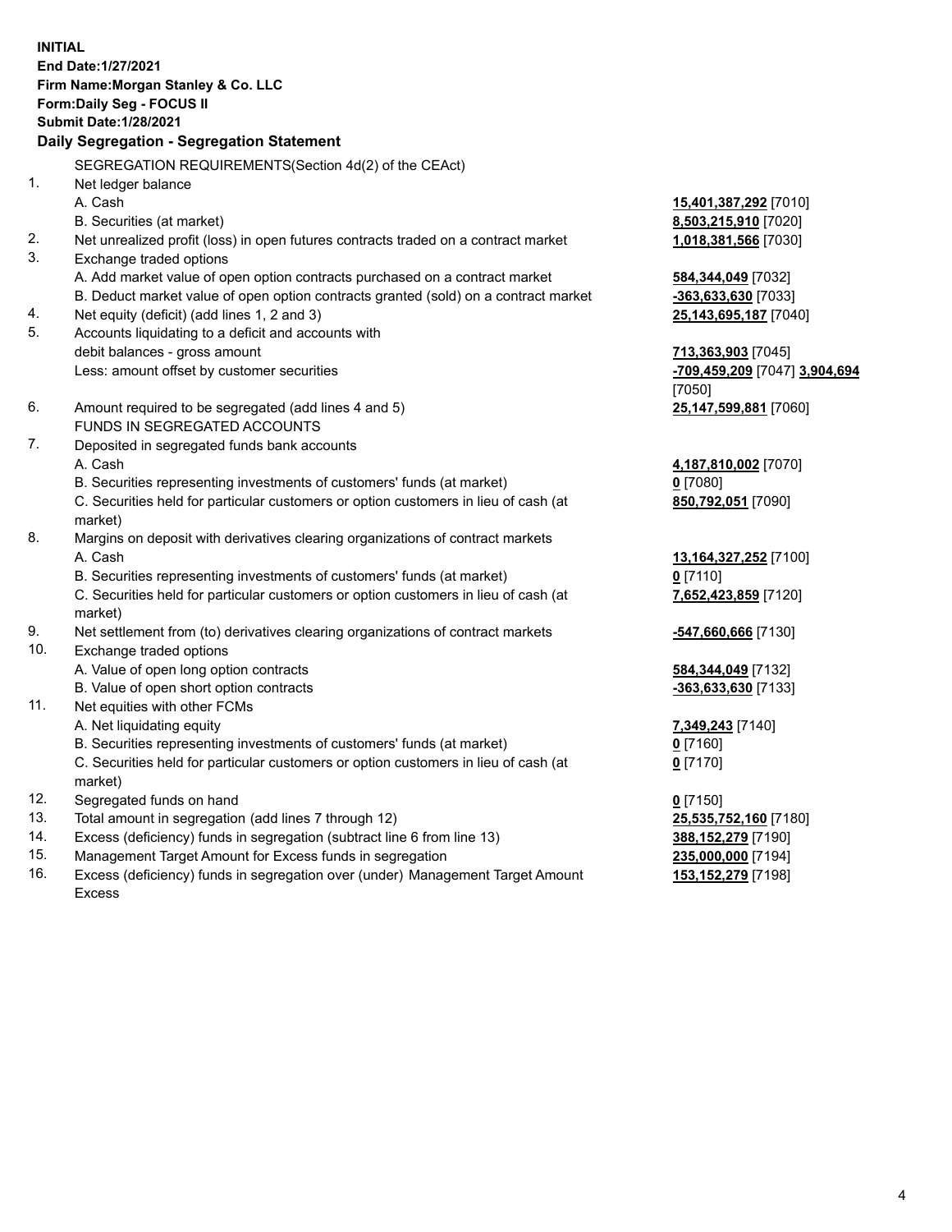**INITIAL**
**End Date:1/27/2021**
**Firm Name:Morgan Stanley & Co. LLC**
**Form:Daily Seg - FOCUS II**
**Submit Date:1/28/2021**

**Daily Segregation - Segregation Statement**

| | | |
|---|---|---|
| | SEGREGATION REQUIREMENTS(Section 4d(2) of the CEAct) | |
| 1. | Net ledger balance | |
| | A. Cash | **15,401,387,292** [7010] |
| | B. Securities (at market) | **8,503,215,910** [7020] |
| 2. | Net unrealized profit (loss) in open futures contracts traded on a contract market | **1,018,381,566** [7030] |
| 3. | Exchange traded options | |
| | A. Add market value of open option contracts purchased on a contract market | **584,344,049** [7032] |
| | B. Deduct market value of open option contracts granted (sold) on a contract market | **-363,633,630** [7033] |
| 4. | Net equity (deficit) (add lines 1, 2 and 3) | **25,143,695,187** [7040] |
| 5. | Accounts liquidating to a deficit and accounts with debit balances - gross amount | **713,363,903** [7045] |
| | Less: amount offset by customer securities | **-709,459,209** [7047] **3,904,694** [7050] |
| 6. | Amount required to be segregated (add lines 4 and 5) | **25,147,599,881** [7060] |
| | FUNDS IN SEGREGATED ACCOUNTS | |
| 7. | Deposited in segregated funds bank accounts | |
| | A. Cash | **4,187,810,002** [7070] |
| | B. Securities representing investments of customers' funds (at market) | **0** [7080] |
| | C. Securities held for particular customers or option customers in lieu of cash (at market) | **850,792,051** [7090] |
| 8. | Margins on deposit with derivatives clearing organizations of contract markets | |
| | A. Cash | **13,164,327,252** [7100] |
| | B. Securities representing investments of customers' funds (at market) | **0** [7110] |
| | C. Securities held for particular customers or option customers in lieu of cash (at market) | **7,652,423,859** [7120] |
| 9. | Net settlement from (to) derivatives clearing organizations of contract markets | **-547,660,666** [7130] |
| 10. | Exchange traded options | |
| | A. Value of open long option contracts | **584,344,049** [7132] |
| | B. Value of open short option contracts | **-363,633,630** [7133] |
| 11. | Net equities with other FCMs | |
| | A. Net liquidating equity | **7,349,243** [7140] |
| | B. Securities representing investments of customers' funds (at market) | **0** [7160] |
| | C. Securities held for particular customers or option customers in lieu of cash (at market) | **0** [7170] |
| 12. | Segregated funds on hand | **0** [7150] |
| 13. | Total amount in segregation (add lines 7 through 12) | **25,535,752,160** [7180] |
| 14. | Excess (deficiency) funds in segregation (subtract line 6 from line 13) | **388,152,279** [7190] |
| 15. | Management Target Amount for Excess funds in segregation | **235,000,000** [7194] |
| 16. | Excess (deficiency) funds in segregation over (under) Management Target Amount Excess | **153,152,279** [7198] |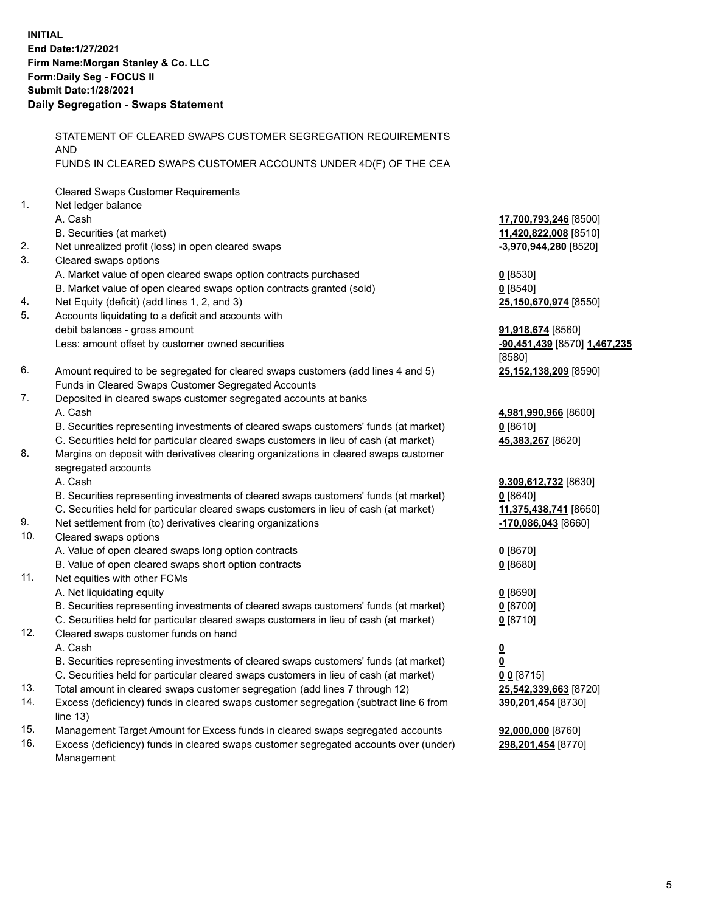**INITIAL**
**End Date:1/27/2021**
**Firm Name:Morgan Stanley & Co. LLC**
**Form:Daily Seg - FOCUS II**
**Submit Date:1/28/2021**
**Daily Segregation - Swaps Statement**

STATEMENT OF CLEARED SWAPS CUSTOMER SEGREGATION REQUIREMENTS AND FUNDS IN CLEARED SWAPS CUSTOMER ACCOUNTS UNDER 4D(F) OF THE CEA

| | | |
|---|---|---|
| | Cleared Swaps Customer Requirements | |
| 1. | Net ledger balance | |
| | A. Cash | **17,700,793,246** [8500] |
| | B. Securities (at market) | **11,420,822,008** [8510] |
| 2. | Net unrealized profit (loss) in open cleared swaps | **-3,970,944,280** [8520] |
| 3. | Cleared swaps options | |
| | A. Market value of open cleared swaps option contracts purchased | **0** [8530] |
| | B. Market value of open cleared swaps option contracts granted (sold) | **0** [8540] |
| 4. | Net Equity (deficit) (add lines 1, 2, and 3) | **25,150,670,974** [8550] |
| 5. | Accounts liquidating to a deficit and accounts with debit balances - gross amount | **91,918,674** [8560] |
| | Less: amount offset by customer owned securities | **-90,451,439** [8570] **1,467,235** [8580] |
| 6. | Amount required to be segregated for cleared swaps customers (add lines 4 and 5) | **25,152,138,209** [8590] |
| | Funds in Cleared Swaps Customer Segregated Accounts | |
| 7. | Deposited in cleared swaps customer segregated accounts at banks | |
| | A. Cash | **4,981,990,966** [8600] |
| | B. Securities representing investments of cleared swaps customers' funds (at market) | **0** [8610] |
| | C. Securities held for particular cleared swaps customers in lieu of cash (at market) | **45,383,267** [8620] |
| 8. | Margins on deposit with derivatives clearing organizations in cleared swaps customer segregated accounts | |
| | A. Cash | **9,309,612,732** [8630] |
| | B. Securities representing investments of cleared swaps customers' funds (at market) | **0** [8640] |
| | C. Securities held for particular cleared swaps customers in lieu of cash (at market) | **11,375,438,741** [8650] |
| 9. | Net settlement from (to) derivatives clearing organizations | **-170,086,043** [8660] |
| 10. | Cleared swaps options | |
| | A. Value of open cleared swaps long option contracts | **0** [8670] |
| | B. Value of open cleared swaps short option contracts | **0** [8680] |
| 11. | Net equities with other FCMs | |
| | A. Net liquidating equity | **0** [8690] |
| | B. Securities representing investments of cleared swaps customers' funds (at market) | **0** [8700] |
| | C. Securities held for particular cleared swaps customers in lieu of cash (at market) | **0** [8710] |
| 12. | Cleared swaps customer funds on hand | |
| | A. Cash | **0** |
| | B. Securities representing investments of cleared swaps customers' funds (at market) | **0** |
| | C. Securities held for particular cleared swaps customers in lieu of cash (at market) | **0** **0** [8715] |
| 13. | Total amount in cleared swaps customer segregation (add lines 7 through 12) | **25,542,339,663** [8720] |
| 14. | Excess (deficiency) funds in cleared swaps customer segregation (subtract line 6 from line 13) | **390,201,454** [8730] |
| 15. | Management Target Amount for Excess funds in cleared swaps segregated accounts | **92,000,000** [8760] |
| 16. | Excess (deficiency) funds in cleared swaps customer segregated accounts over (under) Management | **298,201,454** [8770] |